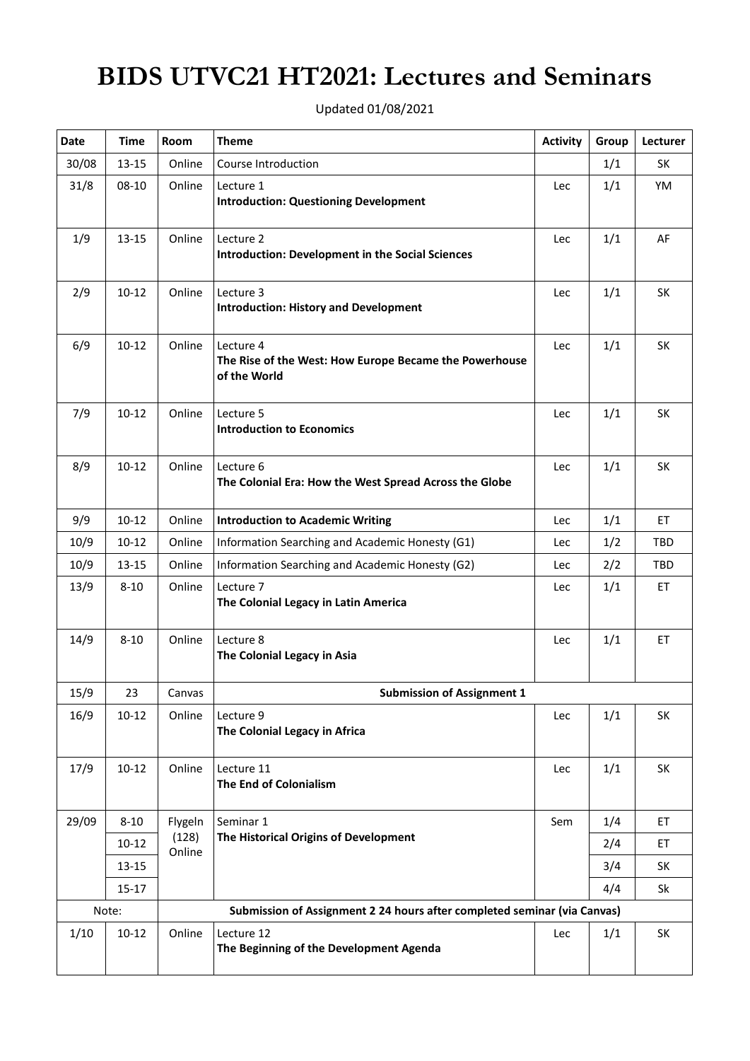# BIDS UTVC21 HT2021: Lectures and Seminars

Updated 01/08/2021

| Date | Time | Room | Theme | Activity | Group | Lecturer |
|---|---|---|---|---|---|---|
| 30/08 | 13-15 | Online | Course Introduction | | 1/1 | SK |
| 31/8 | 08-10 | Online | Lecture 1<br>**Introduction: Questioning Development** | Lec | 1/1 | YM |
| 1/9 | 13-15 | Online | Lecture 2<br>**Introduction: Development in the Social Sciences** | Lec | 1/1 | AF |
| 2/9 | 10-12 | Online | Lecture 3<br>**Introduction: History and Development** | Lec | 1/1 | SK |
| 6/9 | 10-12 | Online | Lecture 4<br>**The Rise of the West: How Europe Became the Powerhouse of the World** | Lec | 1/1 | SK |
| 7/9 | 10-12 | Online | Lecture 5<br>**Introduction to Economics** | Lec | 1/1 | SK |
| 8/9 | 10-12 | Online | Lecture 6<br>**The Colonial Era: How the West Spread Across the Globe** | Lec | 1/1 | SK |
| 9/9 | 10-12 | Online | **Introduction to Academic Writing** | Lec | 1/1 | ET |
| 10/9 | 10-12 | Online | Information Searching and Academic Honesty (G1) | Lec | 1/2 | TBD |
| 10/9 | 13-15 | Online | Information Searching and Academic Honesty (G2) | Lec | 2/2 | TBD |
| 13/9 | 8-10 | Online | Lecture 7<br>**The Colonial Legacy in Latin America** | Lec | 1/1 | ET |
| 14/9 | 8-10 | Online | Lecture 8<br>**The Colonial Legacy in Asia** | Lec | 1/1 | ET |
| 15/9 | 23 | Canvas | **Submission of Assignment 1** | | | |
| 16/9 | 10-12 | Online | Lecture 9<br>**The Colonial Legacy in Africa** | Lec | 1/1 | SK |
| 17/9 | 10-12 | Online | Lecture 11<br>**The End of Colonialism** | Lec | 1/1 | SK |
| 29/09 | 8-10 | Flygeln (128) Online | Seminar 1<br>**The Historical Origins of Development** | Sem | 1/4 | ET |
| | 10-12 | | | | 2/4 | ET |
| | 13-15 | | | | 3/4 | SK |
| | 15-17 | | | | 4/4 | Sk |
| Note: | | **Submission of Assignment 2 24 hours after completed seminar (via Canvas)** | | | | |
| 1/10 | 10-12 | Online | Lecture 12<br>**The Beginning of the Development Agenda** | Lec | 1/1 | SK |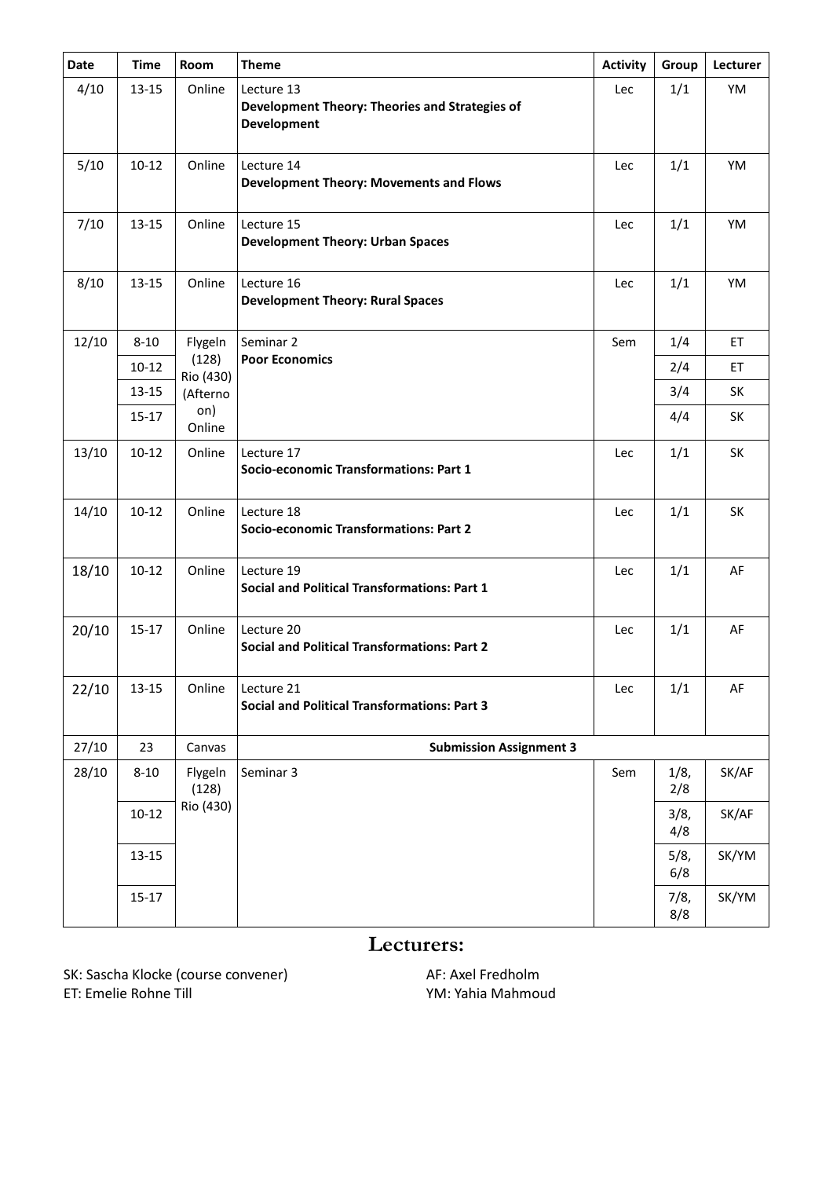| Date | Time | Room | Theme | Activity | Group | Lecturer |
|---|---|---|---|---|---|---|
| 4/10 | 13-15 | Online | Lecture 13 **Development Theory: Theories and Strategies of Development** | Lec | 1/1 | YM |
| 5/10 | 10-12 | Online | Lecture 14 **Development Theory: Movements and Flows** | Lec | 1/1 | YM |
| 7/10 | 13-15 | Online | Lecture 15 **Development Theory: Urban Spaces** | Lec | 1/1 | YM |
| 8/10 | 13-15 | Online | Lecture 16 **Development Theory: Rural Spaces** | Lec | 1/1 | YM |
| 12/10 | 8-10 | Flygeln (128) Rio (430) (Afternoon) Online | Seminar 2 **Poor Economics** | Sem | 1/4 | ET |
| | 10-12 | | | | 2/4 | ET |
| | 13-15 | | | | 3/4 | SK |
| | 15-17 | | | | 4/4 | SK |
| 13/10 | 10-12 | Online | Lecture 17 **Socio-economic Transformations: Part 1** | Lec | 1/1 | SK |
| 14/10 | 10-12 | Online | Lecture 18 **Socio-economic Transformations: Part 2** | Lec | 1/1 | SK |
| 18/10 | 10-12 | Online | Lecture 19 **Social and Political Transformations: Part 1** | Lec | 1/1 | AF |
| 20/10 | 15-17 | Online | Lecture 20 **Social and Political Transformations: Part 2** | Lec | 1/1 | AF |
| 22/10 | 13-15 | Online | Lecture 21 **Social and Political Transformations: Part 3** | Lec | 1/1 | AF |
| 27/10 | 23 | Canvas | **Submission Assignment 3** | | | |
| 28/10 | 8-10 | Flygeln (128) Rio (430) | Seminar 3 | Sem | 1/8, 2/8 | SK/AF |
| | 10-12 | | | | 3/8, 4/8 | SK/AF |
| | 13-15 | | | | 5/8, 6/8 | SK/YM |
| | 15-17 | | | | 7/8, 8/8 | SK/YM |

## Lecturers:

SK: Sascha Klocke (course convener)
ET: Emelie Rohne Till
AF: Axel Fredholm
YM: Yahia Mahmoud